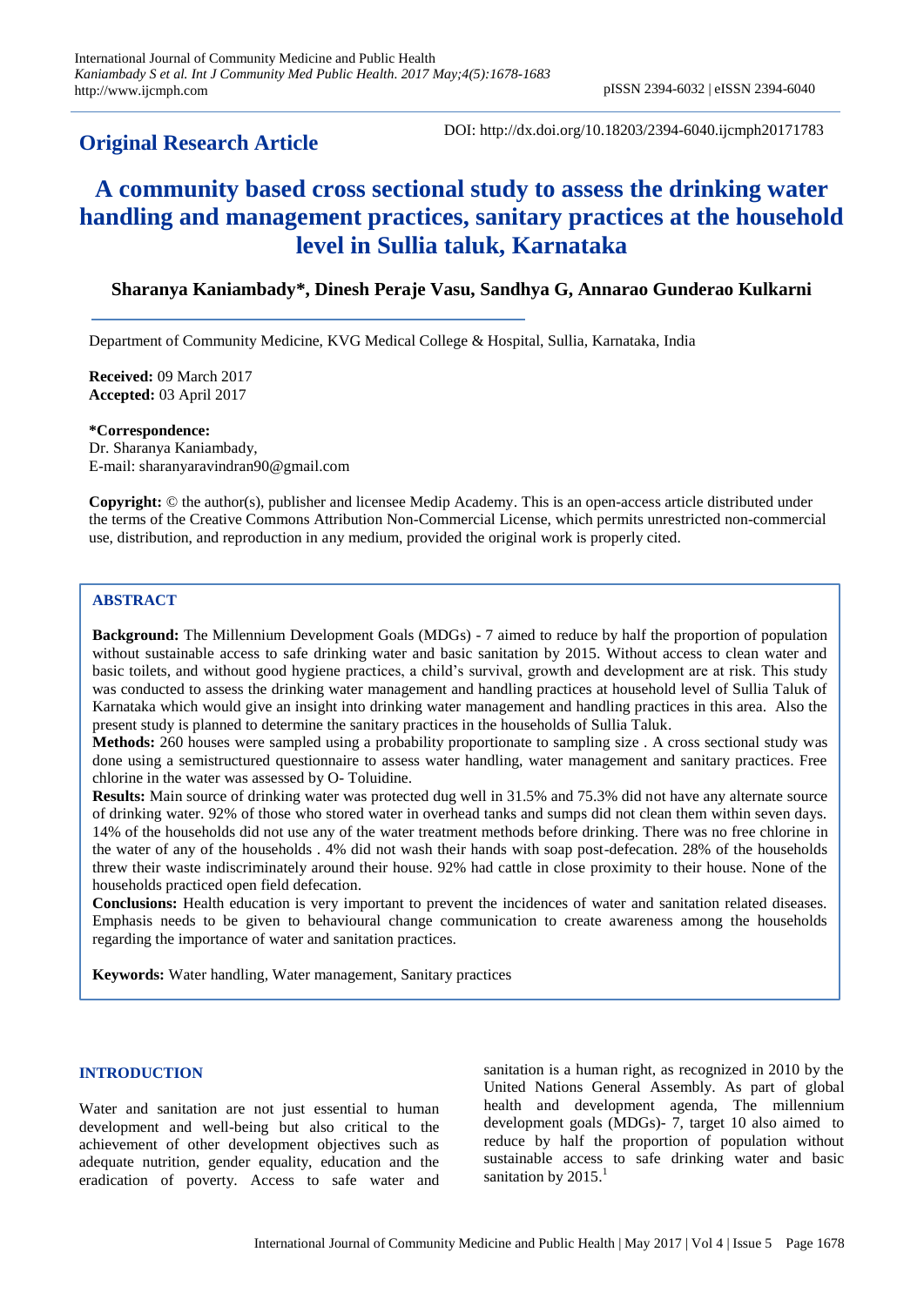**Original Research Article**

DOI: http://dx.doi.org/10.18203/2394-6040.ijcmph20171783

# A community based cross sectional study to assess the drinking water handling and management practices, sanitary practices at the household level in Sullia taluk, Karnataka

**Sharanya Kaniambady\*, Dinesh Peraje Vasu, Sandhya G, Annarao Gunderao Kulkarni**

Department of Community Medicine, KVG Medical College & Hospital, Sullia, Karnataka, India

**Received:** 09 March 2017
**Accepted:** 03 April 2017

**\*Correspondence:**
Dr. Sharanya Kaniambady,
E-mail: sharanyaravindran90@gmail.com

**Copyright:** © the author(s), publisher and licensee Medip Academy. This is an open-access article distributed under the terms of the Creative Commons Attribution Non-Commercial License, which permits unrestricted non-commercial use, distribution, and reproduction in any medium, provided the original work is properly cited.

## ABSTRACT

**Background:** The Millennium Development Goals (MDGs) - 7 aimed to reduce by half the proportion of population without sustainable access to safe drinking water and basic sanitation by 2015. Without access to clean water and basic toilets, and without good hygiene practices, a child's survival, growth and development are at risk. This study was conducted to assess the drinking water management and handling practices at household level of Sullia Taluk of Karnataka which would give an insight into drinking water management and handling practices in this area. Also the present study is planned to determine the sanitary practices in the households of Sullia Taluk.

**Methods:** 260 houses were sampled using a probability proportionate to sampling size . A cross sectional study was done using a semistructured questionnaire to assess water handling, water management and sanitary practices. Free chlorine in the water was assessed by O- Toluidine.

**Results:** Main source of drinking water was protected dug well in 31.5% and 75.3% did not have any alternate source of drinking water. 92% of those who stored water in overhead tanks and sumps did not clean them within seven days. 14% of the households did not use any of the water treatment methods before drinking. There was no free chlorine in the water of any of the households . 4% did not wash their hands with soap post-defecation. 28% of the households threw their waste indiscriminately around their house. 92% had cattle in close proximity to their house. None of the households practiced open field defecation.

**Conclusions:** Health education is very important to prevent the incidences of water and sanitation related diseases. Emphasis needs to be given to behavioural change communication to create awareness among the households regarding the importance of water and sanitation practices.

**Keywords:** Water handling, Water management, Sanitary practices

## INTRODUCTION

Water and sanitation are not just essential to human development and well-being but also critical to the achievement of other development objectives such as adequate nutrition, gender equality, education and the eradication of poverty. Access to safe water and sanitation is a human right, as recognized in 2010 by the United Nations General Assembly. As part of global health and development agenda, The millennium development goals (MDGs)- 7, target 10 also aimed to reduce by half the proportion of population without sustainable access to safe drinking water and basic sanitation by 2015.[1]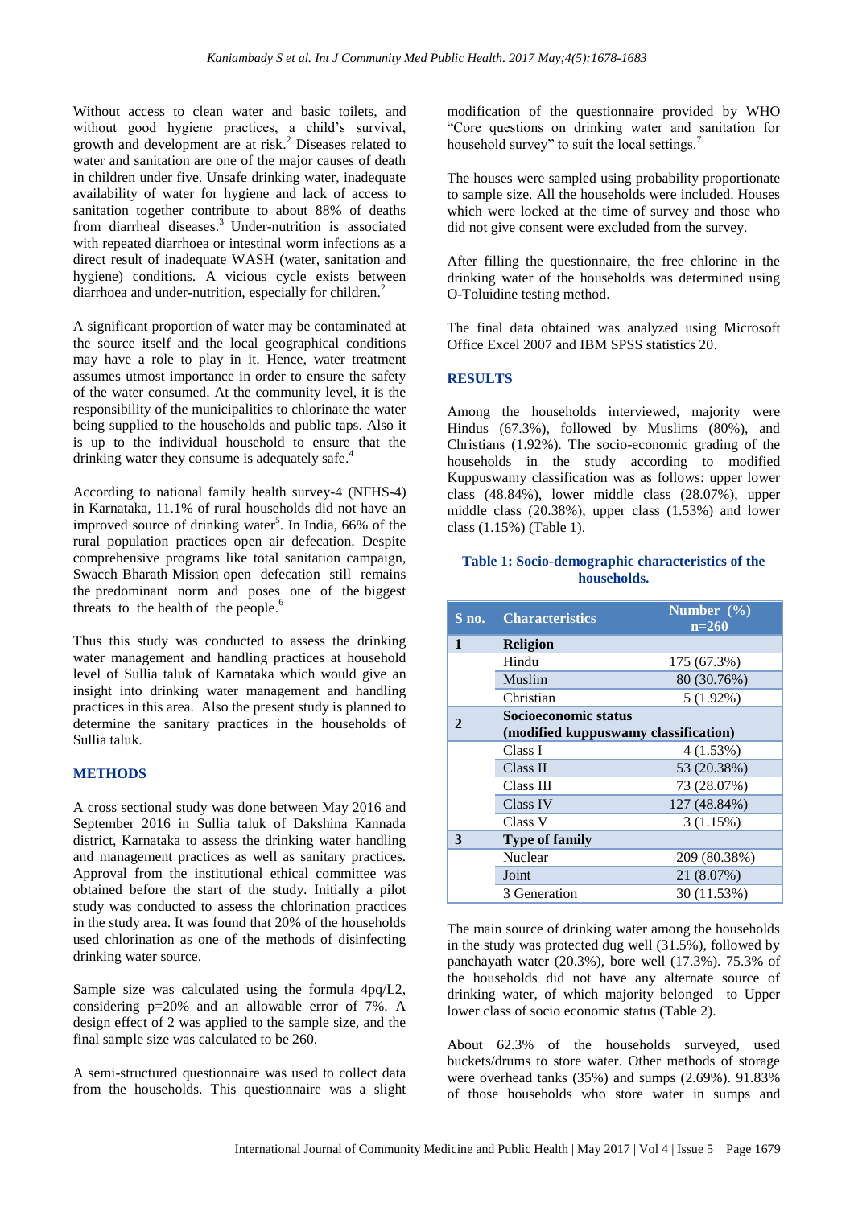Without access to clean water and basic toilets, and without good hygiene practices, a child's survival, growth and development are at risk.[2] Diseases related to water and sanitation are one of the major causes of death in children under five. Unsafe drinking water, inadequate availability of water for hygiene and lack of access to sanitation together contribute to about 88% of deaths from diarrheal diseases.[3] Under-nutrition is associated with repeated diarrhoea or intestinal worm infections as a direct result of inadequate WASH (water, sanitation and hygiene) conditions. A vicious cycle exists between diarrhoea and under-nutrition, especially for children.[2]

A significant proportion of water may be contaminated at the source itself and the local geographical conditions may have a role to play in it. Hence, water treatment assumes utmost importance in order to ensure the safety of the water consumed. At the community level, it is the responsibility of the municipalities to chlorinate the water being supplied to the households and public taps. Also it is up to the individual household to ensure that the drinking water they consume is adequately safe.[4]

According to national family health survey-4 (NFHS-4) in Karnataka, 11.1% of rural households did not have an improved source of drinking water[5]. In India, 66% of the rural population practices open air defecation. Despite comprehensive programs like total sanitation campaign, Swacch Bharath Mission open defecation still remains the predominant norm and poses one of the biggest threats to the health of the people.[6]

Thus this study was conducted to assess the drinking water management and handling practices at household level of Sullia taluk of Karnataka which would give an insight into drinking water management and handling practices in this area. Also the present study is planned to determine the sanitary practices in the households of Sullia taluk.

## METHODS

A cross sectional study was done between May 2016 and September 2016 in Sullia taluk of Dakshina Kannada district, Karnataka to assess the drinking water handling and management practices as well as sanitary practices. Approval from the institutional ethical committee was obtained before the start of the study. Initially a pilot study was conducted to assess the chlorination practices in the study area. It was found that 20% of the households used chlorination as one of the methods of disinfecting drinking water source.

Sample size was calculated using the formula $4pq/L^2$, considering p=20% and an allowable error of 7%. A design effect of 2 was applied to the sample size, and the final sample size was calculated to be 260.

A semi-structured questionnaire was used to collect data from the households. This questionnaire was a slight modification of the questionnaire provided by WHO "Core questions on drinking water and sanitation for household survey" to suit the local settings.[7]

The houses were sampled using probability proportionate to sample size. All the households were included. Houses which were locked at the time of survey and those who did not give consent were excluded from the survey.

After filling the questionnaire, the free chlorine in the drinking water of the households was determined using O-Toluidine testing method.

The final data obtained was analyzed using Microsoft Office Excel 2007 and IBM SPSS statistics 20.

## RESULTS

Among the households interviewed, majority were Hindus (67.3%), followed by Muslims (80%), and Christians (1.92%). The socio-economic grading of the households in the study according to modified Kuppuswamy classification was as follows: upper lower class (48.84%), lower middle class (28.07%), upper middle class (20.38%), upper class (1.53%) and lower class (1.15%) (Table 1).

**Table 1: Socio-demographic characteristics of the households.**

| S no. | Characteristics | Number (%) n=260 |
|---|---|---|
| **1** | **Religion** | |
| | Hindu | 175 (67.3%) |
| | Muslim | 80 (30.76%) |
| | Christian | 5 (1.92%) |
| **2** | **Socioeconomic status (modified kuppuswamy classification)** | |
| | Class I | 4 (1.53%) |
| | Class II | 53 (20.38%) |
| | Class III | 73 (28.07%) |
| | Class IV | 127 (48.84%) |
| | Class V | 3 (1.15%) |
| **3** | **Type of family** | |
| | Nuclear | 209 (80.38%) |
| | Joint | 21 (8.07%) |
| | 3 Generation | 30 (11.53%) |

The main source of drinking water among the households in the study was protected dug well (31.5%), followed by panchayath water (20.3%), bore well (17.3%). 75.3% of the households did not have any alternate source of drinking water, of which majority belonged to Upper lower class of socio economic status (Table 2).

About 62.3% of the households surveyed, used buckets/drums to store water. Other methods of storage were overhead tanks (35%) and sumps (2.69%). 91.83% of those households who store water in sumps and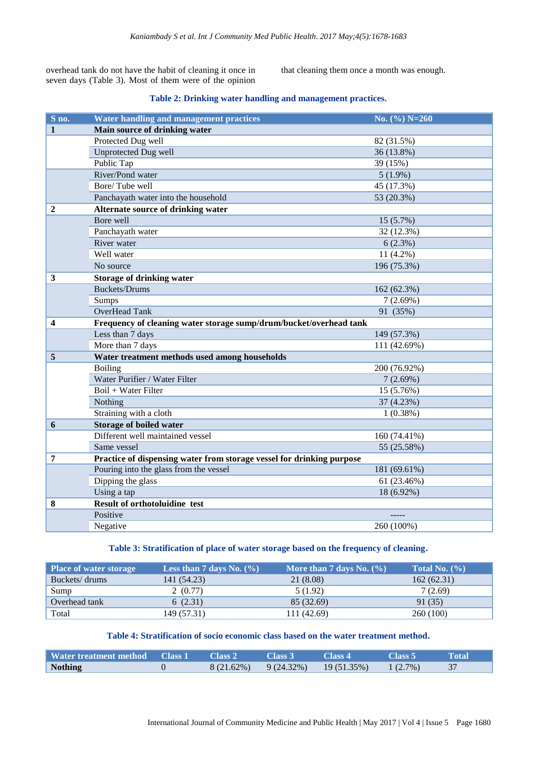overhead tank do not have the habit of cleaning it once in seven days (Table 3). Most of them were of the opinion that cleaning them once a month was enough.

**Table 2: Drinking water handling and management practices.**

| S no. | Water handling and management practices | No. (%) N=260 |
|---|---|---|
| **1** | **Main source of drinking water** | |
| | Protected Dug well | 82 (31.5%) |
| | Unprotected Dug well | 36 (13.8%) |
| | Public Tap | 39 (15%) |
| | River/Pond water | 5 (1.9%) |
| | Bore/ Tube well | 45 (17.3%) |
| | Panchayath water into the household | 53 (20.3%) |
| **2** | **Alternate source of drinking water** | |
| | Bore well | 15 (5.7%) |
| | Panchayath water | 32 (12.3%) |
| | River water | 6 (2.3%) |
| | Well water | 11 (4.2%) |
| | No source | 196 (75.3%) |
| **3** | **Storage of drinking water** | |
| | Buckets/Drums | 162 (62.3%) |
| | Sumps | 7 (2.69%) |
| | OverHead Tank | 91 (35%) |
| **4** | **Frequency of cleaning water storage sump/drum/bucket/overhead tank** | |
| | Less than 7 days | 149 (57.3%) |
| | More than 7 days | 111 (42.69%) |
| **5** | **Water treatment methods used among households** | |
| | Boiling | 200 (76.92%) |
| | Water Purifier / Water Filter | 7 (2.69%) |
| | Boil + Water Filter | 15 (5.76%) |
| | Nothing | 37 (4.23%) |
| | Straining with a cloth | 1 (0.38%) |
| **6** | **Storage of boiled water** | |
| | Different well maintained vessel | 160 (74.41%) |
| | Same vessel | 55 (25.58%) |
| **7** | **Practice of dispensing water from storage vessel for drinking purpose** | |
| | Pouring into the glass from the vessel | 181 (69.61%) |
| | Dipping the glass | 61 (23.46%) |
| | Using a tap | 18 (6.92%) |
| **8** | **Result of orthotoluidine test** | |
| | Positive | ----- |
| | Negative | 260 (100%) |

**Table 3: Stratification of place of water storage based on the frequency of cleaning.**

| Place of water storage | Less than 7 days No. (%) | More than 7 days No. (%) | Total No. (%) |
|---|---|---|---|
| Buckets/ drums | 141 (54.23) | 21 (8.08) | 162 (62.31) |
| Sump | 2 (0.77) | 5 (1.92) | 7 (2.69) |
| Overhead tank | 6 (2.31) | 85 (32.69) | 91 (35) |
| Total | 149 (57.31) | 111 (42.69) | 260 (100) |

**Table 4: Stratification of socio economic class based on the water treatment method.**

| Water treatment method | Class 1 | Class 2 | Class 3 | Class 4 | Class 5 | Total |
|---|---|---|---|---|---|---|
| **Nothing** | 0 | 8 (21.62%) | 9 (24.32%) | 19 (51.35%) | 1 (2.7%) | 37 |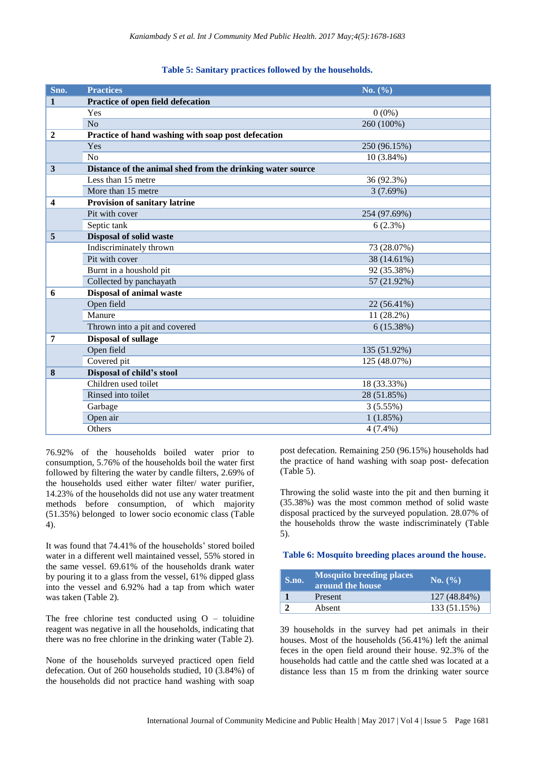**Table 5: Sanitary practices followed by the households.**

| Sno. | Practices | No. (%) |
|---|---|---|
| **1** | **Practice of open field defecation** | |
| | Yes | 0 (0%) |
| | No | 260 (100%) |
| **2** | **Practice of hand washing with soap post defecation** | |
| | Yes | 250 (96.15%) |
| | No | 10 (3.84%) |
| **3** | **Distance of the animal shed from the drinking water source** | |
| | Less than 15 metre | 36 (92.3%) |
| | More than 15 metre | 3 (7.69%) |
| **4** | **Provision of sanitary latrine** | |
| | Pit with cover | 254 (97.69%) |
| | Septic tank | 6 (2.3%) |
| **5** | **Disposal of solid waste** | |
| | Indiscriminately thrown | 73 (28.07%) |
| | Pit with cover | 38 (14.61%) |
| | Burnt in a houshold pit | 92 (35.38%) |
| | Collected by panchayath | 57 (21.92%) |
| **6** | **Disposal of animal waste** | |
| | Open field | 22 (56.41%) |
| | Manure | 11 (28.2%) |
| | Thrown into a pit and covered | 6 (15.38%) |
| **7** | **Disposal of sullage** | |
| | Open field | 135 (51.92%) |
| | Covered pit | 125 (48.07%) |
| **8** | **Disposal of child's stool** | |
| | Children used toilet | 18 (33.33%) |
| | Rinsed into toilet | 28 (51.85%) |
| | Garbage | 3 (5.55%) |
| | Open air | 1 (1.85%) |
| | Others | 4 (7.4%) |

76.92% of the households boiled water prior to consumption, 5.76% of the households boil the water first followed by filtering the water by candle filters, 2.69% of the households used either well water filter/ water purifier, 14.23% of the households did not use any water treatment methods before consumption, of which majority (51.35%) belonged to lower socio economic class (Table 4).

It was found that 74.41% of the households' stored boiled water in a different well maintained vessel, 55% stored in the same vessel. 69.61% of the households drank water by pouring it to a glass from the vessel, 61% dipped glass into the vessel and 6.92% had a tap from which water was taken (Table 2).

The free chlorine test conducted using O – toluidine reagent was negative in all the households, indicating that there was no free chlorine in the drinking water (Table 2).

None of the households surveyed practiced open field defecation. Out of 260 households studied, 10 (3.84%) of the households did not practice hand washing with soap post defecation. Remaining 250 (96.15%) households had the practice of hand washing with soap post- defecation (Table 5).

Throwing the solid waste into the pit and then burning it (35.38%) was the most common method of solid waste disposal practiced by the surveyed population. 28.07% of the households throw the waste indiscriminately (Table 5).

**Table 6: Mosquito breeding places around the house.**

| S.no. | Mosquito breeding places around the house | No. (%) |
|---|---|---|
| **1** | Present | 127 (48.84%) |
| **2** | Absent | 133 (51.15%) |

39 households in the survey had pet animals in their houses. Most of the households (56.41%) left the animal feces in the open field around their house. 92.3% of the households had cattle and the cattle shed was located at a distance less than 15 m from the drinking water source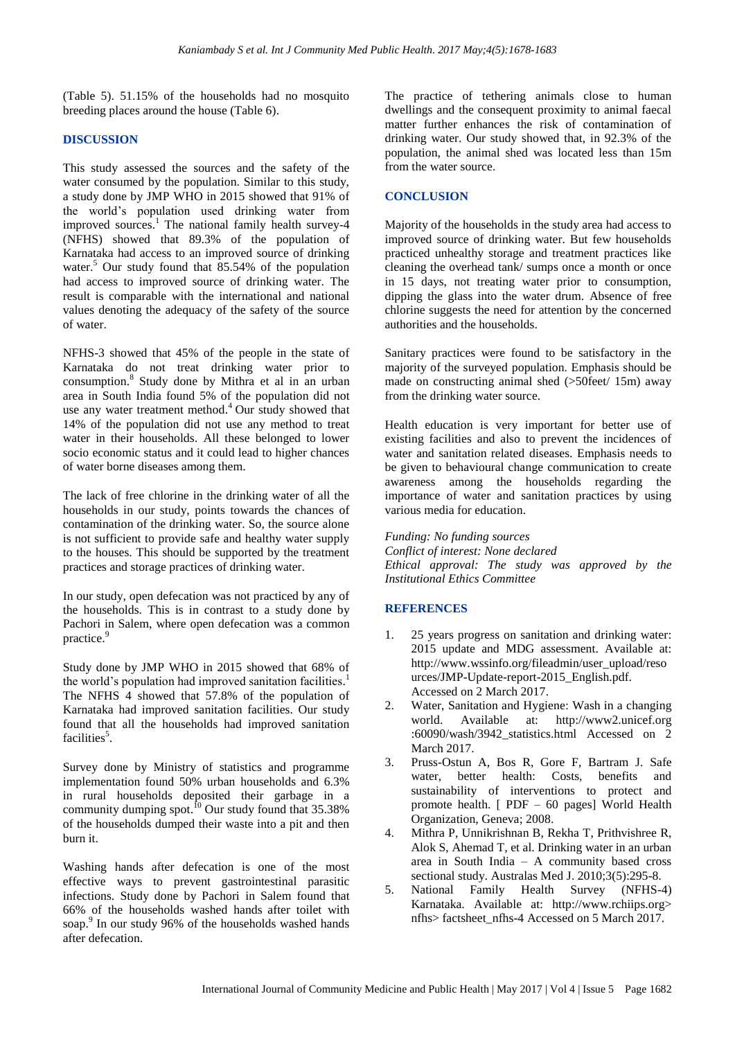(Table 5). 51.15% of the households had no mosquito breeding places around the house (Table 6).

## DISCUSSION

This study assessed the sources and the safety of the water consumed by the population. Similar to this study, a study done by JMP WHO in 2015 showed that 91% of the world's population used drinking water from improved sources.[1] The national family health survey-4 (NFHS) showed that 89.3% of the population of Karnataka had access to an improved source of drinking water.[5] Our study found that 85.54% of the population had access to improved source of drinking water. The result is comparable with the international and national values denoting the adequacy of the safety of the source of water.

NFHS-3 showed that 45% of the people in the state of Karnataka do not treat drinking water prior to consumption.[8] Study done by Mithra et al in an urban area in South India found 5% of the population did not use any water treatment method.[4] Our study showed that 14% of the population did not use any method to treat water in their households. All these belonged to lower socio economic status and it could lead to higher chances of water borne diseases among them.

The lack of free chlorine in the drinking water of all the households in our study, points towards the chances of contamination of the drinking water. So, the source alone is not sufficient to provide safe and healthy water supply to the houses. This should be supported by the treatment practices and storage practices of drinking water.

In our study, open defecation was not practiced by any of the households. This is in contrast to a study done by Pachori in Salem, where open defecation was a common practice.[9]

Study done by JMP WHO in 2015 showed that 68% of the world's population had improved sanitation facilities.[1] The NFHS 4 showed that 57.8% of the population of Karnataka had improved sanitation facilities. Our study found that all the households had improved sanitation facilities[5].

Survey done by Ministry of statistics and programme implementation found 50% urban households and 6.3% in rural households deposited their garbage in a community dumping spot.[10] Our study found that 35.38% of the households dumped their waste into a pit and then burn it.

Washing hands after defecation is one of the most effective ways to prevent gastrointestinal parasitic infections. Study done by Pachori in Salem found that 66% of the households washed hands after toilet with soap.[9] In our study 96% of the households washed hands after defecation.

The practice of tethering animals close to human dwellings and the consequent proximity to animal faecal matter further enhances the risk of contamination of drinking water. Our study showed that, in 92.3% of the population, the animal shed was located less than 15m from the water source.

## CONCLUSION

Majority of the households in the study area had access to improved source of drinking water. But few households practiced unhealthy storage and treatment practices like cleaning the overhead tank/ sumps once a month or once in 15 days, not treating water prior to consumption, dipping the glass into the water drum. Absence of free chlorine suggests the need for attention by the concerned authorities and the households.

Sanitary practices were found to be satisfactory in the majority of the surveyed population. Emphasis should be made on constructing animal shed (>50feet/ 15m) away from the drinking water source.

Health education is very important for better use of existing facilities and also to prevent the incidences of water and sanitation related diseases. Emphasis needs to be given to behavioural change communication to create awareness among the households regarding the importance of water and sanitation practices by using various media for education.

*Funding: No funding sources*
*Conflict of interest: None declared*
*Ethical approval: The study was approved by the Institutional Ethics Committee*

## REFERENCES

1. 25 years progress on sanitation and drinking water: 2015 update and MDG assessment. Available at: http://www.wssinfo.org/fileadmin/user_upload/resources/JMP-Update-report-2015_English.pdf. Accessed on 2 March 2017.
2. Water, Sanitation and Hygiene: Wash in a changing world. Available at: http://www2.unicef.org:60090/wash/3942_statistics.html Accessed on 2 March 2017.
3. Pruss-Ostun A, Bos R, Gore F, Bartram J. Safe water, better health: Costs, benefits and sustainability of interventions to protect and promote health. [ PDF – 60 pages] World Health Organization, Geneva; 2008.
4. Mithra P, Unnikrishnan B, Rekha T, Prithvishree R, Alok S, Ahemad T, et al. Drinking water in an urban area in South India – A community based cross sectional study. Australas Med J. 2010;3(5):295-8.
5. National Family Health Survey (NFHS-4) Karnataka. Available at: http://www.rchiips.org> nfhs> factsheet_nfhs-4 Accessed on 5 March 2017.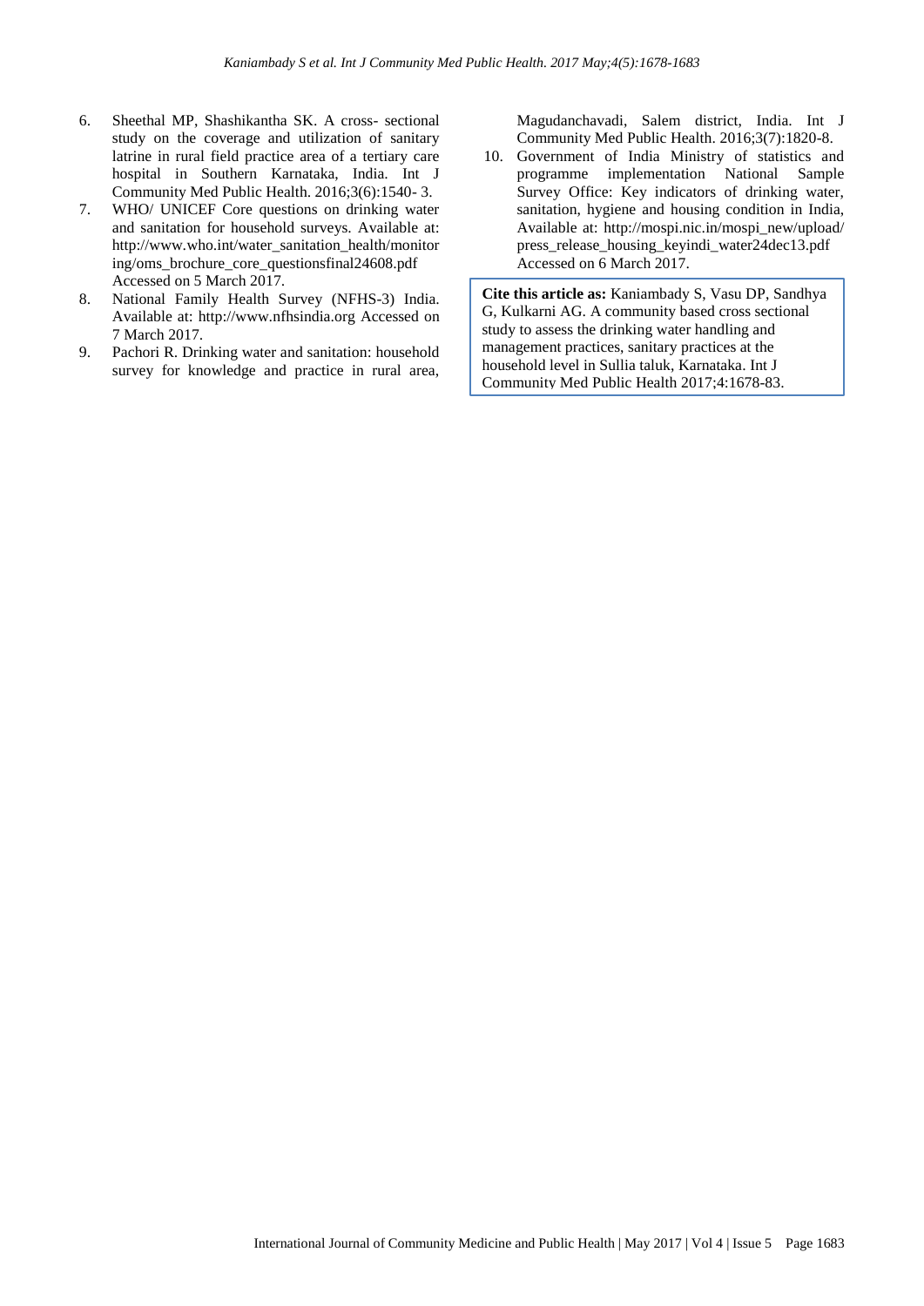6. Sheethal MP, Shashikantha SK. A cross- sectional study on the coverage and utilization of sanitary latrine in rural field practice area of a tertiary care hospital in Southern Karnataka, India. Int J Community Med Public Health. 2016;3(6):1540- 3.
7. WHO/ UNICEF Core questions on drinking water and sanitation for household surveys. Available at: http://www.who.int/water_sanitation_health/monitoring/oms_brochure_core_questionsfinal24608.pdf Accessed on 5 March 2017.
8. National Family Health Survey (NFHS-3) India. Available at: http://www.nfhsindia.org Accessed on 7 March 2017.
9. Pachori R. Drinking water and sanitation: household survey for knowledge and practice in rural area, Magudanchavadi, Salem district, India. Int J Community Med Public Health. 2016;3(7):1820-8.
10. Government of India Ministry of statistics and programme implementation National Sample Survey Office: Key indicators of drinking water, sanitation, hygiene and housing condition in India, Available at: http://mospi.nic.in/mospi_new/upload/press_release_housing_keyindi_water24dec13.pdf Accessed on 6 March 2017.

**Cite this article as:** Kaniambady S, Vasu DP, Sandhya G, Kulkarni AG. A community based cross sectional study to assess the drinking water handling and management practices, sanitary practices at the household level in Sullia taluk, Karnataka. Int J Community Med Public Health 2017;4:1678-83.